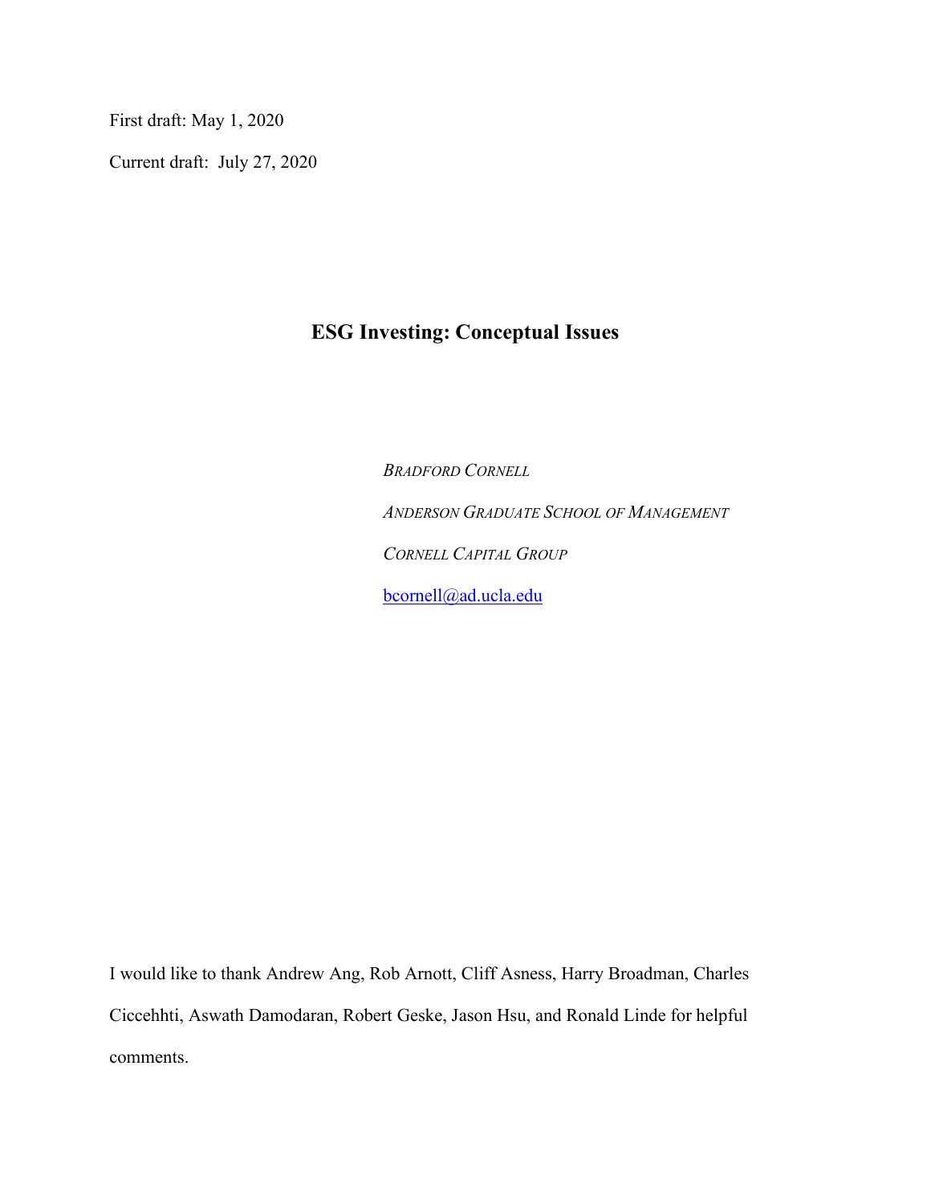First draft: May 1, 2020

Current draft: July 27, 2020

# ESG Investing: Conceptual Issues

*BRADFORD CORNELL*

*ANDERSON GRADUATE SCHOOL OF MANAGEMENT*

*CORNELL CAPITAL GROUP*

bcornell@ad.ucla.edu

I would like to thank Andrew Ang, Rob Arnott, Cliff Asness, Harry Broadman, Charles Ciccehhti, Aswath Damodaran, Robert Geske, Jason Hsu, and Ronald Linde for helpful comments.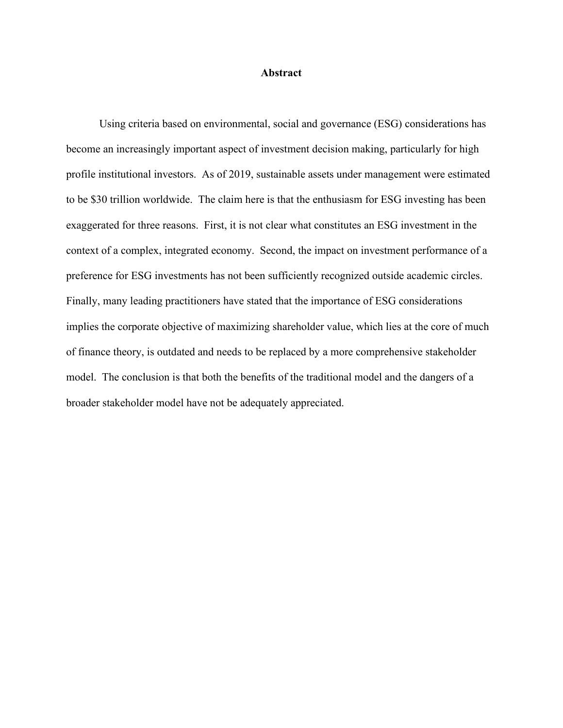## Abstract

Using criteria based on environmental, social and governance (ESG) considerations has become an increasingly important aspect of investment decision making, particularly for high profile institutional investors. As of 2019, sustainable assets under management were estimated to be $30 trillion worldwide. The claim here is that the enthusiasm for ESG investing has been exaggerated for three reasons. First, it is not clear what constitutes an ESG investment in the context of a complex, integrated economy. Second, the impact on investment performance of a preference for ESG investments has not been sufficiently recognized outside academic circles. Finally, many leading practitioners have stated that the importance of ESG considerations implies the corporate objective of maximizing shareholder value, which lies at the core of much of finance theory, is outdated and needs to be replaced by a more comprehensive stakeholder model. The conclusion is that both the benefits of the traditional model and the dangers of a broader stakeholder model have not be adequately appreciated.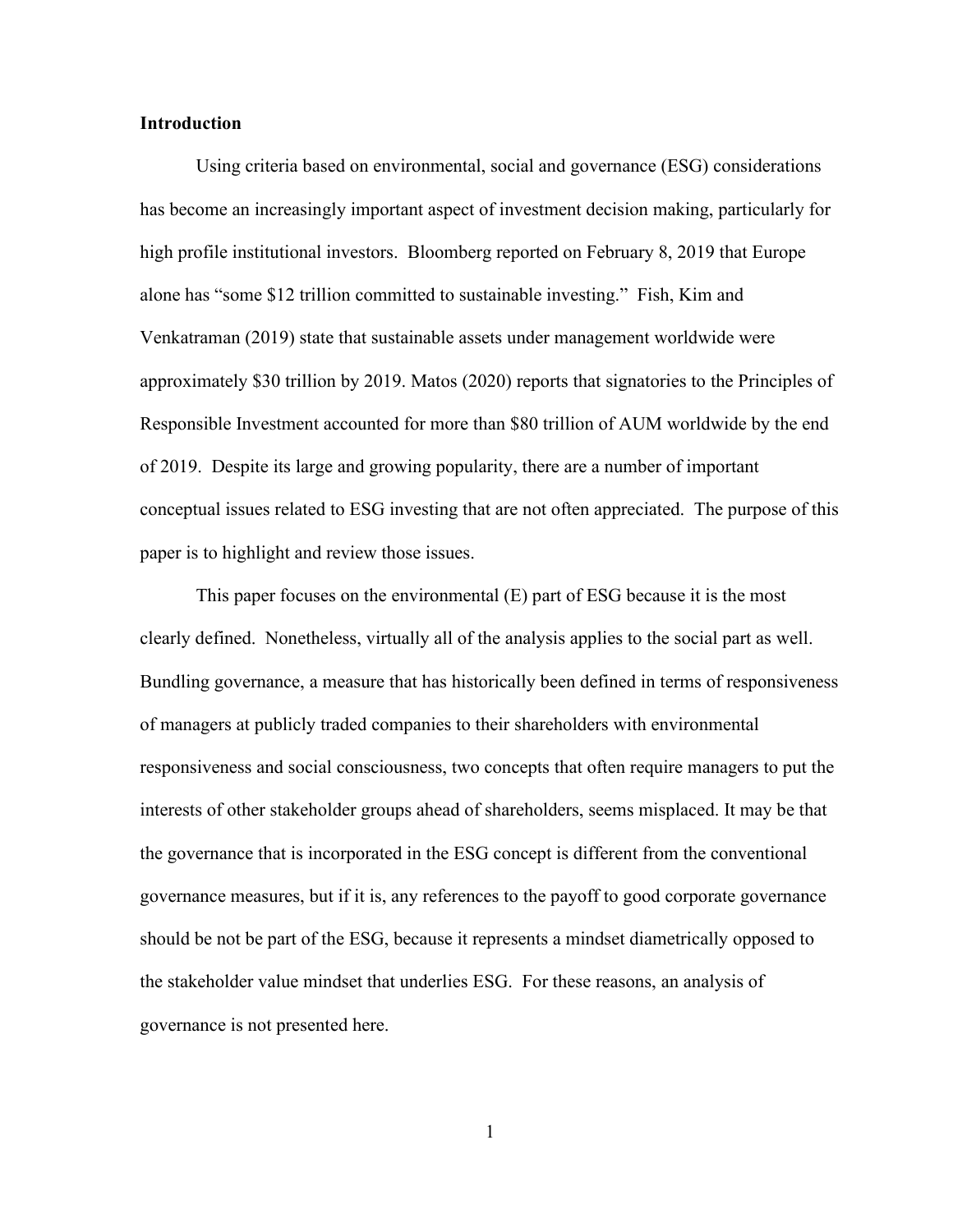## Introduction

Using criteria based on environmental, social and governance (ESG) considerations has become an increasingly important aspect of investment decision making, particularly for high profile institutional investors. Bloomberg reported on February 8, 2019 that Europe alone has "some $12 trillion committed to sustainable investing." Fish, Kim and Venkatraman (2019) state that sustainable assets under management worldwide were approximately $30 trillion by 2019. Matos (2020) reports that signatories to the Principles of Responsible Investment accounted for more than $80 trillion of AUM worldwide by the end of 2019. Despite its large and growing popularity, there are a number of important conceptual issues related to ESG investing that are not often appreciated. The purpose of this paper is to highlight and review those issues.

This paper focuses on the environmental (E) part of ESG because it is the most clearly defined. Nonetheless, virtually all of the analysis applies to the social part as well. Bundling governance, a measure that has historically been defined in terms of responsiveness of managers at publicly traded companies to their shareholders with environmental responsiveness and social consciousness, two concepts that often require managers to put the interests of other stakeholder groups ahead of shareholders, seems misplaced. It may be that the governance that is incorporated in the ESG concept is different from the conventional governance measures, but if it is, any references to the payoff to good corporate governance should be not be part of the ESG, because it represents a mindset diametrically opposed to the stakeholder value mindset that underlies ESG. For these reasons, an analysis of governance is not presented here.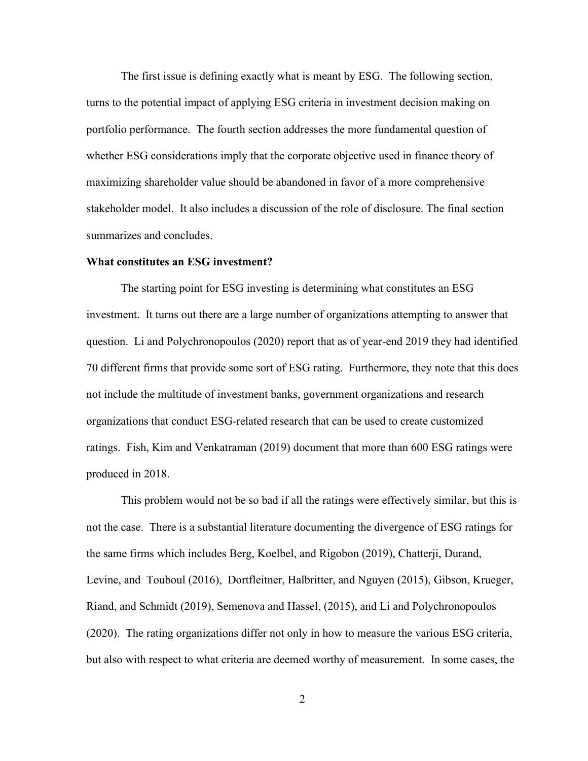The first issue is defining exactly what is meant by ESG. The following section, turns to the potential impact of applying ESG criteria in investment decision making on portfolio performance. The fourth section addresses the more fundamental question of whether ESG considerations imply that the corporate objective used in finance theory of maximizing shareholder value should be abandoned in favor of a more comprehensive stakeholder model. It also includes a discussion of the role of disclosure. The final section summarizes and concludes.

**What constitutes an ESG investment?**

The starting point for ESG investing is determining what constitutes an ESG investment. It turns out there are a large number of organizations attempting to answer that question. Li and Polychronopoulos (2020) report that as of year-end 2019 they had identified 70 different firms that provide some sort of ESG rating. Furthermore, they note that this does not include the multitude of investment banks, government organizations and research organizations that conduct ESG-related research that can be used to create customized ratings. Fish, Kim and Venkatraman (2019) document that more than 600 ESG ratings were produced in 2018.

This problem would not be so bad if all the ratings were effectively similar, but this is not the case. There is a substantial literature documenting the divergence of ESG ratings for the same firms which includes Berg, Koelbel, and Rigobon (2019), Chatterji, Durand, Levine, and Touboul (2016), Dortfleitner, Halbritter, and Nguyen (2015), Gibson, Krueger, Riand, and Schmidt (2019), Semenova and Hassel, (2015), and Li and Polychronopoulos (2020). The rating organizations differ not only in how to measure the various ESG criteria, but also with respect to what criteria are deemed worthy of measurement. In some cases, the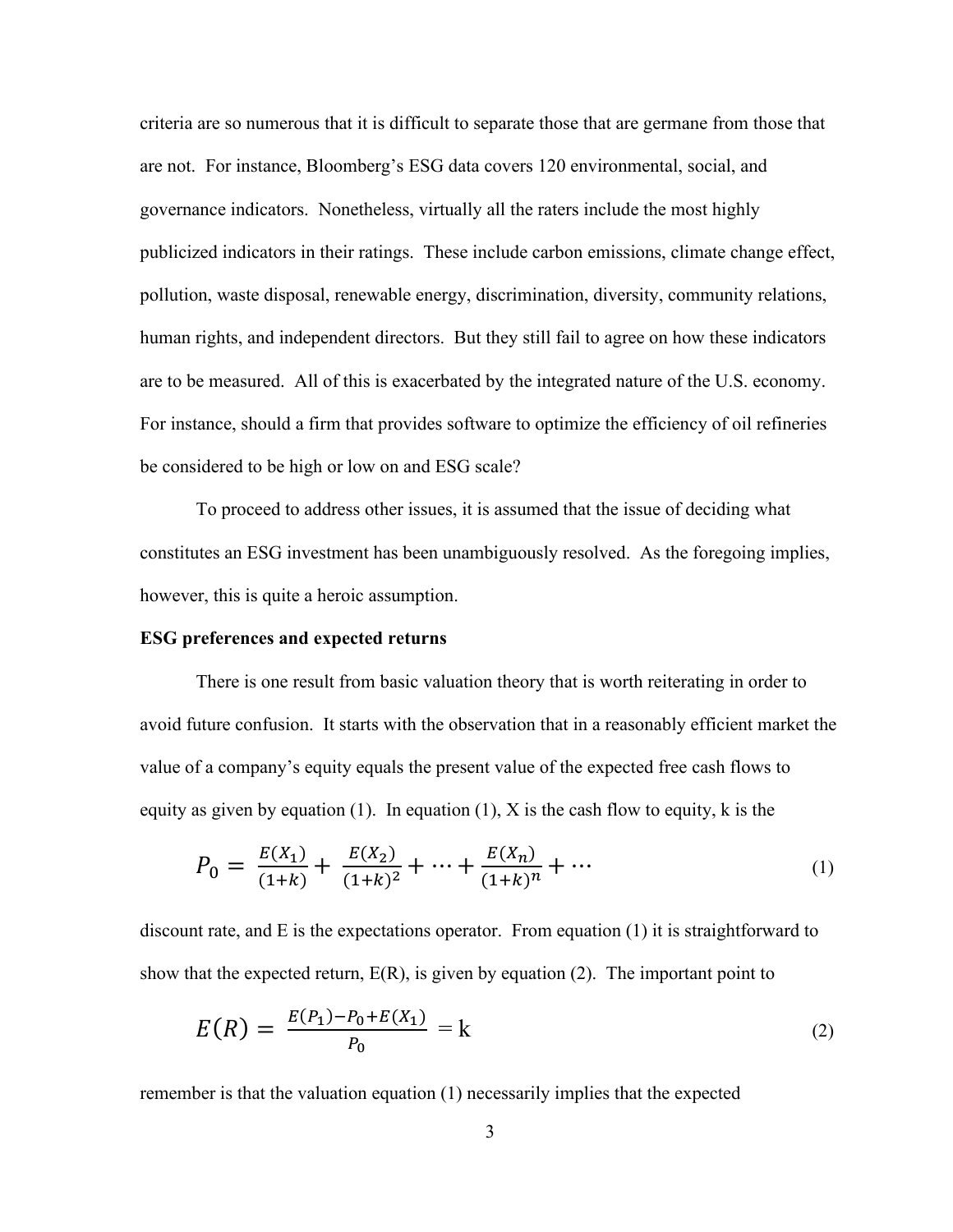criteria are so numerous that it is difficult to separate those that are germane from those that are not. For instance, Bloomberg's ESG data covers 120 environmental, social, and governance indicators. Nonetheless, virtually all the raters include the most highly publicized indicators in their ratings. These include carbon emissions, climate change effect, pollution, waste disposal, renewable energy, discrimination, diversity, community relations, human rights, and independent directors. But they still fail to agree on how these indicators are to be measured. All of this is exacerbated by the integrated nature of the U.S. economy. For instance, should a firm that provides software to optimize the efficiency of oil refineries be considered to be high or low on and ESG scale?

To proceed to address other issues, it is assumed that the issue of deciding what constitutes an ESG investment has been unambiguously resolved. As the foregoing implies, however, this is quite a heroic assumption.

**ESG preferences and expected returns**

There is one result from basic valuation theory that is worth reiterating in order to avoid future confusion. It starts with the observation that in a reasonably efficient market the value of a company's equity equals the present value of the expected free cash flows to equity as given by equation (1). In equation (1), X is the cash flow to equity, k is the

$$P_0 = \frac{E(X_1)}{(1+k)} + \frac{E(X_2)}{(1+k)^2} + \cdots + \frac{E(X_n)}{(1+k)^n} + \cdots \tag{1}$$

discount rate, and E is the expectations operator. From equation (1) it is straightforward to show that the expected return, E(R), is given by equation (2). The important point to

$$E(R) = \frac{E(P_1) - P_0 + E(X_1)}{P_0} = \mathrm{k} \tag{2}$$

remember is that the valuation equation (1) necessarily implies that the expected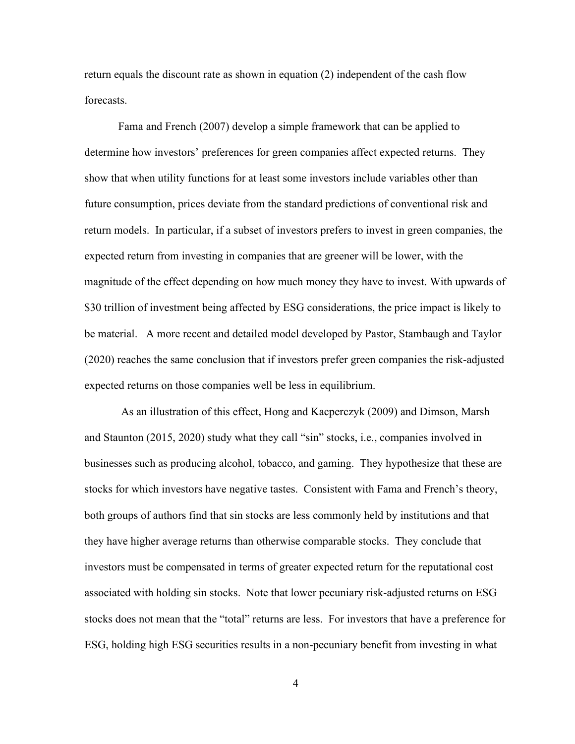return equals the discount rate as shown in equation (2) independent of the cash flow forecasts.

Fama and French (2007) develop a simple framework that can be applied to determine how investors' preferences for green companies affect expected returns. They show that when utility functions for at least some investors include variables other than future consumption, prices deviate from the standard predictions of conventional risk and return models. In particular, if a subset of investors prefers to invest in green companies, the expected return from investing in companies that are greener will be lower, with the magnitude of the effect depending on how much money they have to invest. With upwards of $30 trillion of investment being affected by ESG considerations, the price impact is likely to be material. A more recent and detailed model developed by Pastor, Stambaugh and Taylor (2020) reaches the same conclusion that if investors prefer green companies the risk-adjusted expected returns on those companies well be less in equilibrium.

As an illustration of this effect, Hong and Kacperczyk (2009) and Dimson, Marsh and Staunton (2015, 2020) study what they call "sin" stocks, i.e., companies involved in businesses such as producing alcohol, tobacco, and gaming. They hypothesize that these are stocks for which investors have negative tastes. Consistent with Fama and French's theory, both groups of authors find that sin stocks are less commonly held by institutions and that they have higher average returns than otherwise comparable stocks. They conclude that investors must be compensated in terms of greater expected return for the reputational cost associated with holding sin stocks. Note that lower pecuniary risk-adjusted returns on ESG stocks does not mean that the "total" returns are less. For investors that have a preference for ESG, holding high ESG securities results in a non-pecuniary benefit from investing in what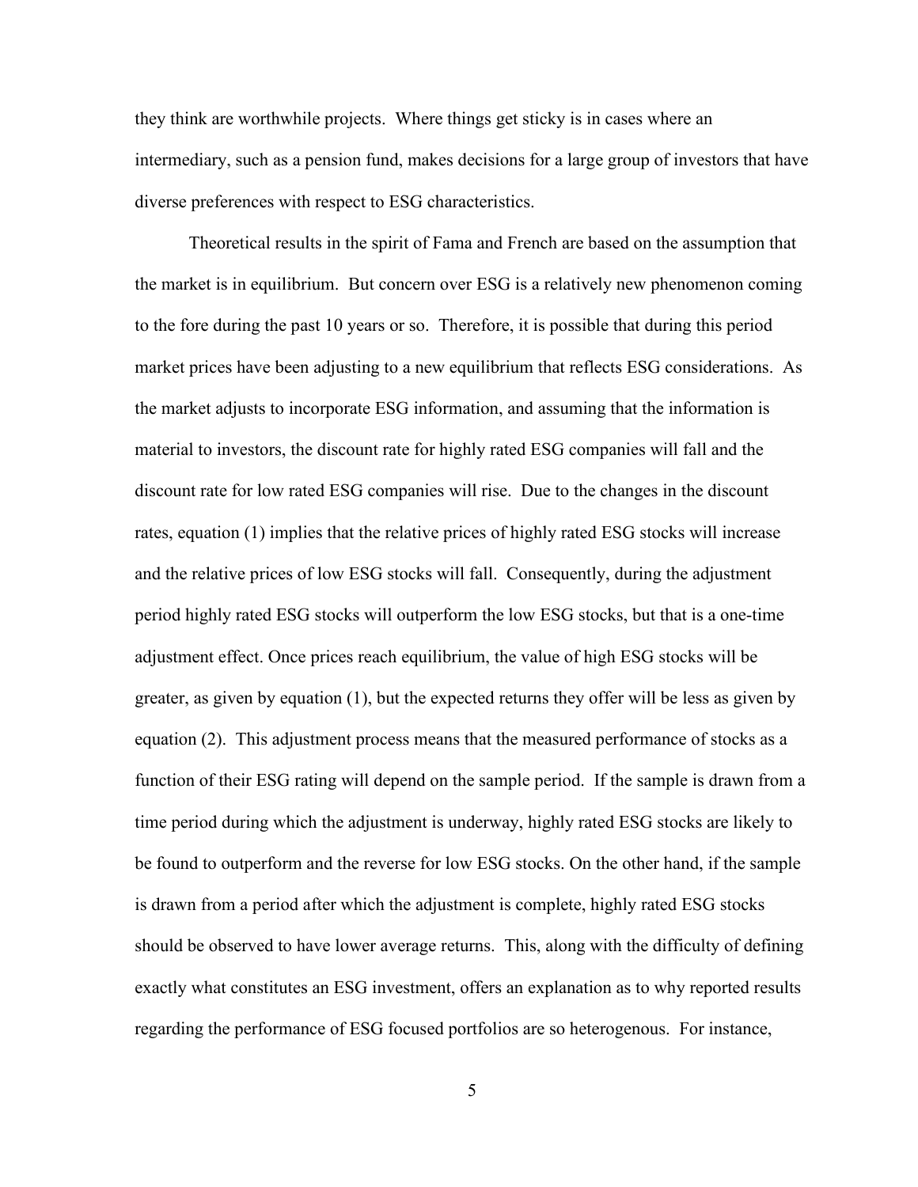they think are worthwhile projects. Where things get sticky is in cases where an intermediary, such as a pension fund, makes decisions for a large group of investors that have diverse preferences with respect to ESG characteristics.

Theoretical results in the spirit of Fama and French are based on the assumption that the market is in equilibrium. But concern over ESG is a relatively new phenomenon coming to the fore during the past 10 years or so. Therefore, it is possible that during this period market prices have been adjusting to a new equilibrium that reflects ESG considerations. As the market adjusts to incorporate ESG information, and assuming that the information is material to investors, the discount rate for highly rated ESG companies will fall and the discount rate for low rated ESG companies will rise. Due to the changes in the discount rates, equation (1) implies that the relative prices of highly rated ESG stocks will increase and the relative prices of low ESG stocks will fall. Consequently, during the adjustment period highly rated ESG stocks will outperform the low ESG stocks, but that is a one-time adjustment effect. Once prices reach equilibrium, the value of high ESG stocks will be greater, as given by equation (1), but the expected returns they offer will be less as given by equation (2). This adjustment process means that the measured performance of stocks as a function of their ESG rating will depend on the sample period. If the sample is drawn from a time period during which the adjustment is underway, highly rated ESG stocks are likely to be found to outperform and the reverse for low ESG stocks. On the other hand, if the sample is drawn from a period after which the adjustment is complete, highly rated ESG stocks should be observed to have lower average returns. This, along with the difficulty of defining exactly what constitutes an ESG investment, offers an explanation as to why reported results regarding the performance of ESG focused portfolios are so heterogenous. For instance,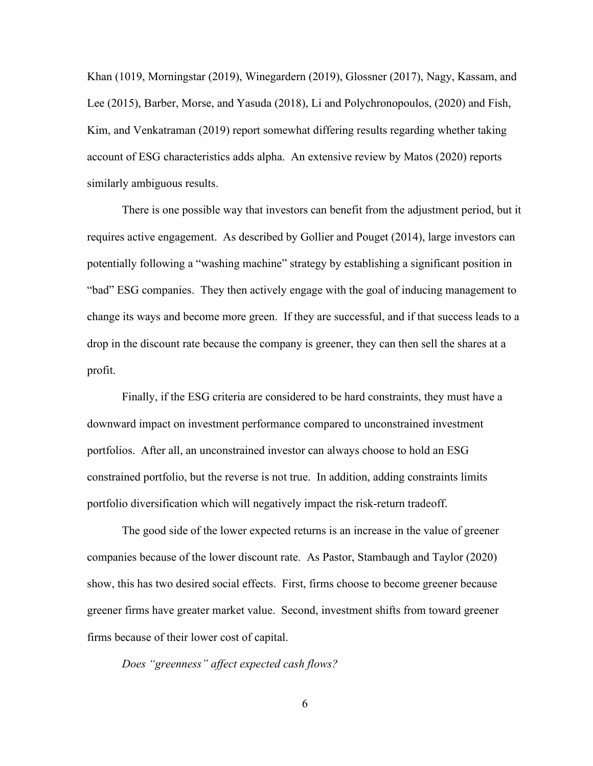Khan (1019, Morningstar (2019), Winegardern (2019), Glossner (2017), Nagy, Kassam, and Lee (2015), Barber, Morse, and Yasuda (2018), Li and Polychronopoulos, (2020) and Fish, Kim, and Venkatraman (2019) report somewhat differing results regarding whether taking account of ESG characteristics adds alpha. An extensive review by Matos (2020) reports similarly ambiguous results.

There is one possible way that investors can benefit from the adjustment period, but it requires active engagement. As described by Gollier and Pouget (2014), large investors can potentially following a "washing machine" strategy by establishing a significant position in "bad" ESG companies. They then actively engage with the goal of inducing management to change its ways and become more green. If they are successful, and if that success leads to a drop in the discount rate because the company is greener, they can then sell the shares at a profit.

Finally, if the ESG criteria are considered to be hard constraints, they must have a downward impact on investment performance compared to unconstrained investment portfolios. After all, an unconstrained investor can always choose to hold an ESG constrained portfolio, but the reverse is not true. In addition, adding constraints limits portfolio diversification which will negatively impact the risk-return tradeoff.

The good side of the lower expected returns is an increase in the value of greener companies because of the lower discount rate. As Pastor, Stambaugh and Taylor (2020) show, this has two desired social effects. First, firms choose to become greener because greener firms have greater market value. Second, investment shifts from toward greener firms because of their lower cost of capital.

*Does "greenness" affect expected cash flows?*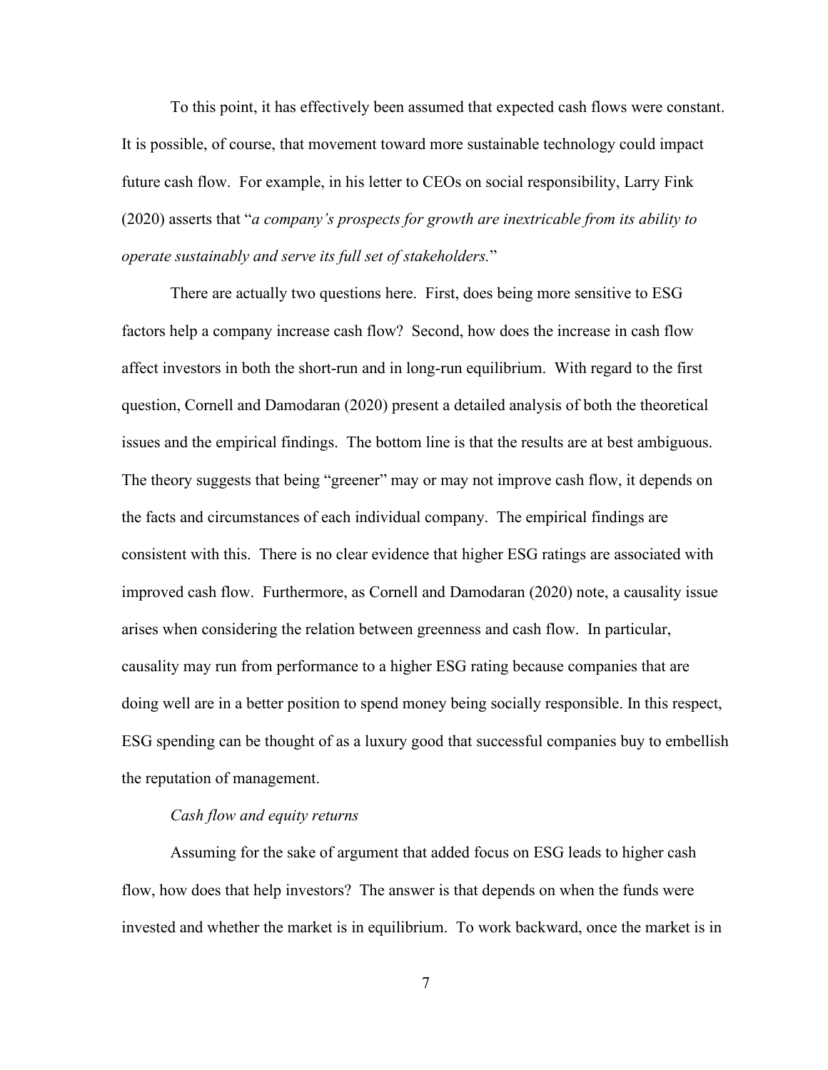To this point, it has effectively been assumed that expected cash flows were constant. It is possible, of course, that movement toward more sustainable technology could impact future cash flow. For example, in his letter to CEOs on social responsibility, Larry Fink (2020) asserts that "*a company's prospects for growth are inextricable from its ability to operate sustainably and serve its full set of stakeholders.*"

There are actually two questions here. First, does being more sensitive to ESG factors help a company increase cash flow? Second, how does the increase in cash flow affect investors in both the short-run and in long-run equilibrium. With regard to the first question, Cornell and Damodaran (2020) present a detailed analysis of both the theoretical issues and the empirical findings. The bottom line is that the results are at best ambiguous. The theory suggests that being "greener" may or may not improve cash flow, it depends on the facts and circumstances of each individual company. The empirical findings are consistent with this. There is no clear evidence that higher ESG ratings are associated with improved cash flow. Furthermore, as Cornell and Damodaran (2020) note, a causality issue arises when considering the relation between greenness and cash flow. In particular, causality may run from performance to a higher ESG rating because companies that are doing well are in a better position to spend money being socially responsible. In this respect, ESG spending can be thought of as a luxury good that successful companies buy to embellish the reputation of management.

*Cash flow and equity returns*

Assuming for the sake of argument that added focus on ESG leads to higher cash flow, how does that help investors? The answer is that depends on when the funds were invested and whether the market is in equilibrium. To work backward, once the market is in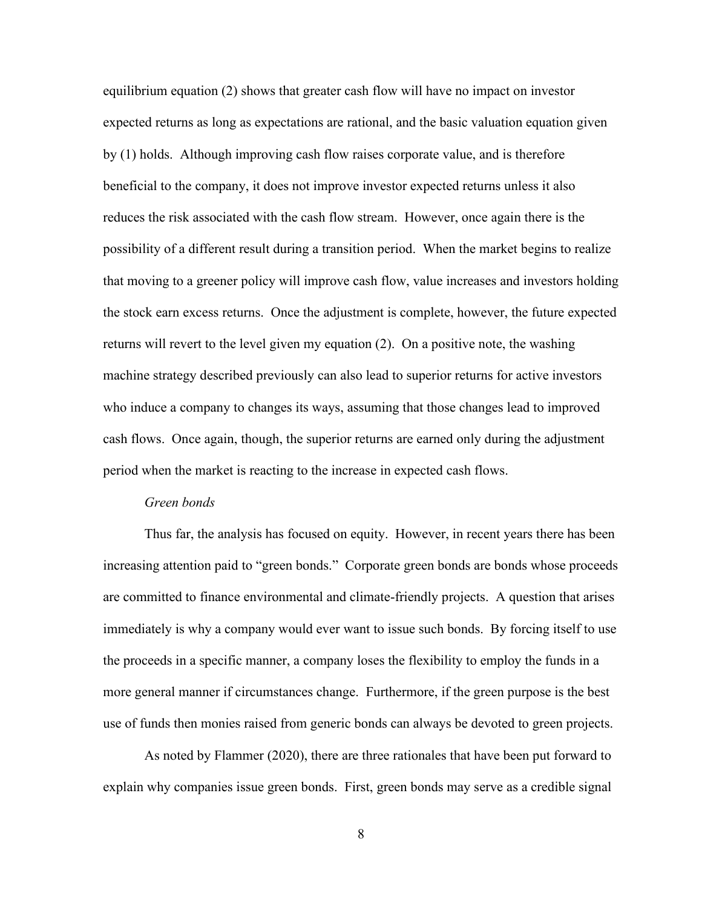equilibrium equation (2) shows that greater cash flow will have no impact on investor expected returns as long as expectations are rational, and the basic valuation equation given by (1) holds. Although improving cash flow raises corporate value, and is therefore beneficial to the company, it does not improve investor expected returns unless it also reduces the risk associated with the cash flow stream. However, once again there is the possibility of a different result during a transition period. When the market begins to realize that moving to a greener policy will improve cash flow, value increases and investors holding the stock earn excess returns. Once the adjustment is complete, however, the future expected returns will revert to the level given my equation (2). On a positive note, the washing machine strategy described previously can also lead to superior returns for active investors who induce a company to changes its ways, assuming that those changes lead to improved cash flows. Once again, though, the superior returns are earned only during the adjustment period when the market is reacting to the increase in expected cash flows.

### *Green bonds*

Thus far, the analysis has focused on equity. However, in recent years there has been increasing attention paid to "green bonds." Corporate green bonds are bonds whose proceeds are committed to finance environmental and climate-friendly projects. A question that arises immediately is why a company would ever want to issue such bonds. By forcing itself to use the proceeds in a specific manner, a company loses the flexibility to employ the funds in a more general manner if circumstances change. Furthermore, if the green purpose is the best use of funds then monies raised from generic bonds can always be devoted to green projects.

As noted by Flammer (2020), there are three rationales that have been put forward to explain why companies issue green bonds. First, green bonds may serve as a credible signal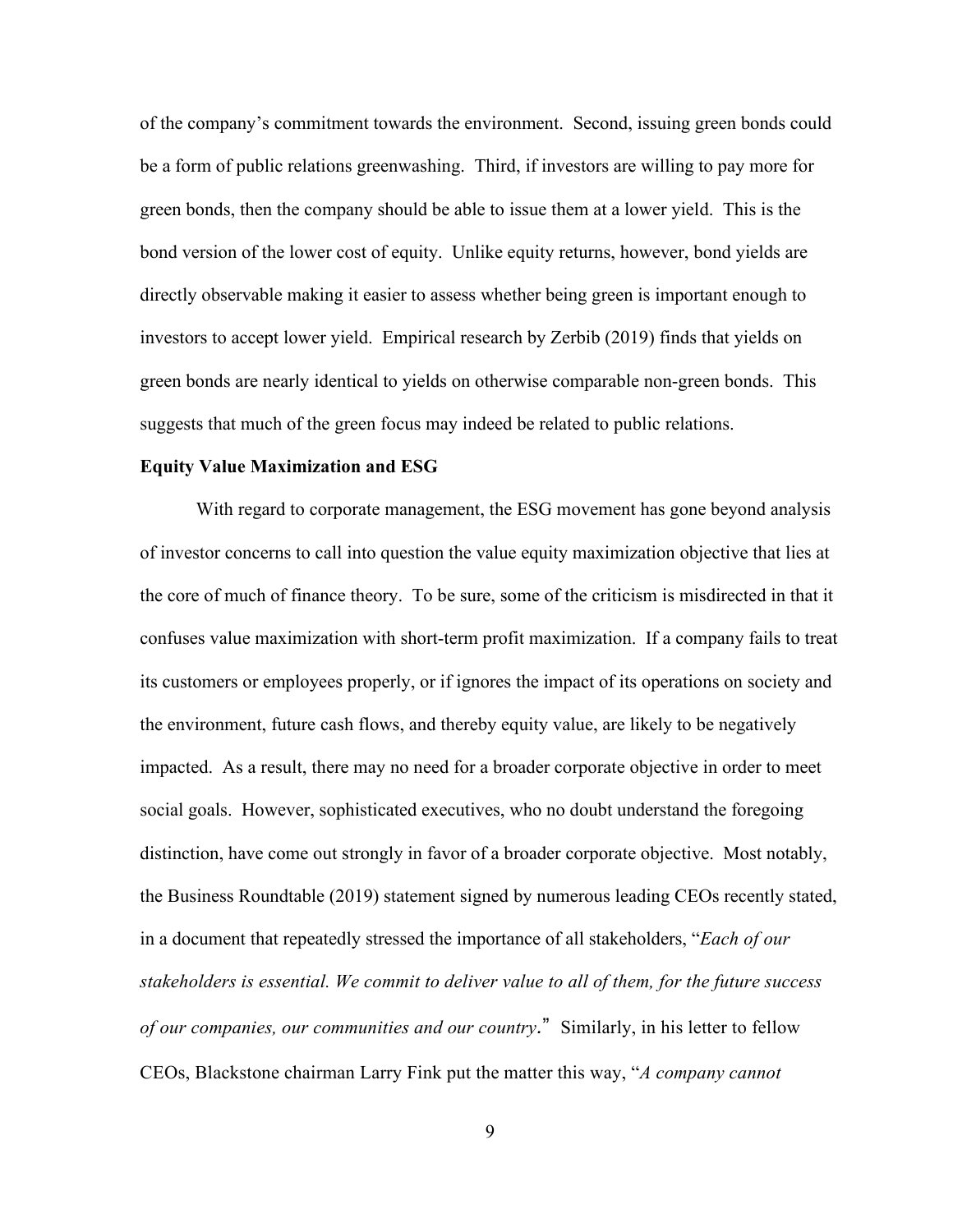of the company's commitment towards the environment. Second, issuing green bonds could be a form of public relations greenwashing. Third, if investors are willing to pay more for green bonds, then the company should be able to issue them at a lower yield. This is the bond version of the lower cost of equity. Unlike equity returns, however, bond yields are directly observable making it easier to assess whether being green is important enough to investors to accept lower yield. Empirical research by Zerbib (2019) finds that yields on green bonds are nearly identical to yields on otherwise comparable non-green bonds. This suggests that much of the green focus may indeed be related to public relations.

**Equity Value Maximization and ESG**

With regard to corporate management, the ESG movement has gone beyond analysis of investor concerns to call into question the value equity maximization objective that lies at the core of much of finance theory. To be sure, some of the criticism is misdirected in that it confuses value maximization with short-term profit maximization. If a company fails to treat its customers or employees properly, or if ignores the impact of its operations on society and the environment, future cash flows, and thereby equity value, are likely to be negatively impacted. As a result, there may no need for a broader corporate objective in order to meet social goals. However, sophisticated executives, who no doubt understand the foregoing distinction, have come out strongly in favor of a broader corporate objective. Most notably, the Business Roundtable (2019) statement signed by numerous leading CEOs recently stated, in a document that repeatedly stressed the importance of all stakeholders, "*Each of our stakeholders is essential. We commit to deliver value to all of them, for the future success of our companies, our communities and our country*." Similarly, in his letter to fellow CEOs, Blackstone chairman Larry Fink put the matter this way, "*A company cannot*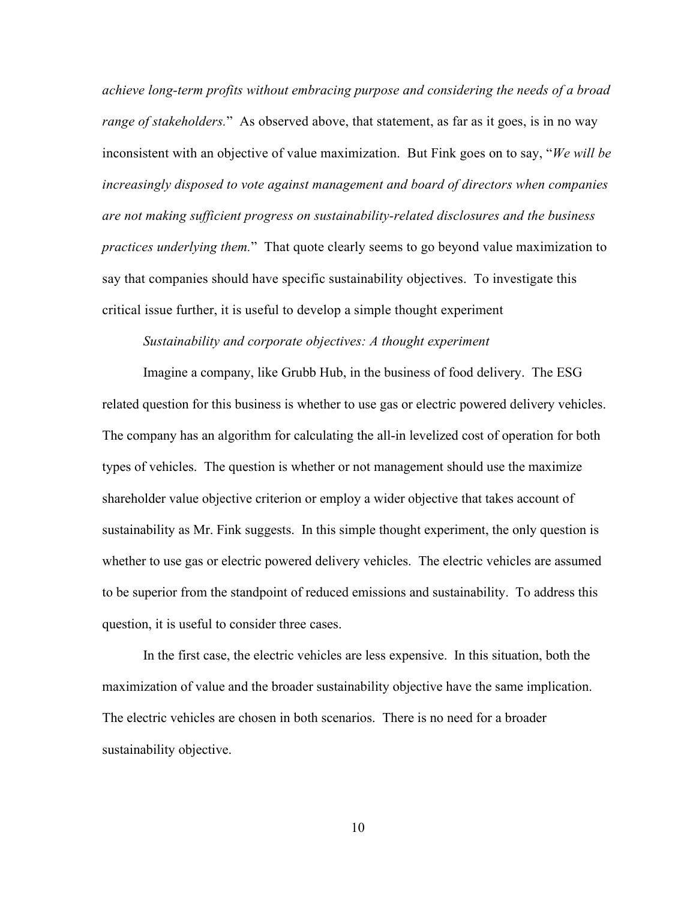*achieve long-term profits without embracing purpose and considering the needs of a broad range of stakeholders.*" As observed above, that statement, as far as it goes, is in no way inconsistent with an objective of value maximization. But Fink goes on to say, "*We will be increasingly disposed to vote against management and board of directors when companies are not making sufficient progress on sustainability-related disclosures and the business practices underlying them.*" That quote clearly seems to go beyond value maximization to say that companies should have specific sustainability objectives. To investigate this critical issue further, it is useful to develop a simple thought experiment

*Sustainability and corporate objectives: A thought experiment*

Imagine a company, like Grubb Hub, in the business of food delivery. The ESG related question for this business is whether to use gas or electric powered delivery vehicles. The company has an algorithm for calculating the all-in levelized cost of operation for both types of vehicles. The question is whether or not management should use the maximize shareholder value objective criterion or employ a wider objective that takes account of sustainability as Mr. Fink suggests. In this simple thought experiment, the only question is whether to use gas or electric powered delivery vehicles. The electric vehicles are assumed to be superior from the standpoint of reduced emissions and sustainability. To address this question, it is useful to consider three cases.

In the first case, the electric vehicles are less expensive. In this situation, both the maximization of value and the broader sustainability objective have the same implication. The electric vehicles are chosen in both scenarios. There is no need for a broader sustainability objective.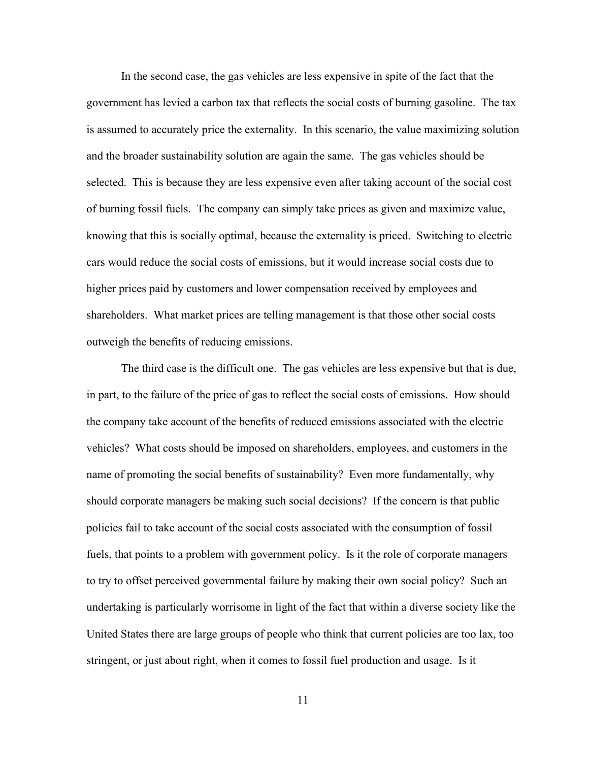In the second case, the gas vehicles are less expensive in spite of the fact that the government has levied a carbon tax that reflects the social costs of burning gasoline. The tax is assumed to accurately price the externality. In this scenario, the value maximizing solution and the broader sustainability solution are again the same. The gas vehicles should be selected. This is because they are less expensive even after taking account of the social cost of burning fossil fuels. The company can simply take prices as given and maximize value, knowing that this is socially optimal, because the externality is priced. Switching to electric cars would reduce the social costs of emissions, but it would increase social costs due to higher prices paid by customers and lower compensation received by employees and shareholders. What market prices are telling management is that those other social costs outweigh the benefits of reducing emissions.

The third case is the difficult one. The gas vehicles are less expensive but that is due, in part, to the failure of the price of gas to reflect the social costs of emissions. How should the company take account of the benefits of reduced emissions associated with the electric vehicles? What costs should be imposed on shareholders, employees, and customers in the name of promoting the social benefits of sustainability? Even more fundamentally, why should corporate managers be making such social decisions? If the concern is that public policies fail to take account of the social costs associated with the consumption of fossil fuels, that points to a problem with government policy. Is it the role of corporate managers to try to offset perceived governmental failure by making their own social policy? Such an undertaking is particularly worrisome in light of the fact that within a diverse society like the United States there are large groups of people who think that current policies are too lax, too stringent, or just about right, when it comes to fossil fuel production and usage. Is it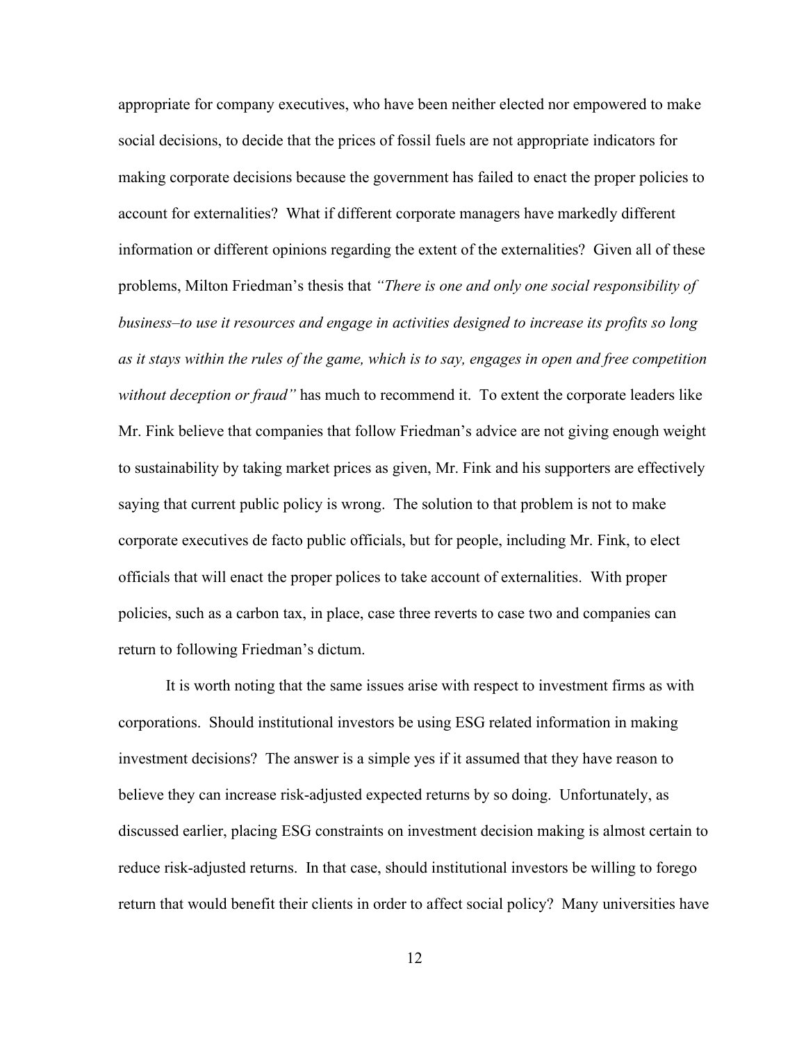appropriate for company executives, who have been neither elected nor empowered to make social decisions, to decide that the prices of fossil fuels are not appropriate indicators for making corporate decisions because the government has failed to enact the proper policies to account for externalities? What if different corporate managers have markedly different information or different opinions regarding the extent of the externalities? Given all of these problems, Milton Friedman's thesis that *"There is one and only one social responsibility of business–to use it resources and engage in activities designed to increase its profits so long as it stays within the rules of the game, which is to say, engages in open and free competition without deception or fraud"* has much to recommend it. To extent the corporate leaders like Mr. Fink believe that companies that follow Friedman's advice are not giving enough weight to sustainability by taking market prices as given, Mr. Fink and his supporters are effectively saying that current public policy is wrong. The solution to that problem is not to make corporate executives de facto public officials, but for people, including Mr. Fink, to elect officials that will enact the proper polices to take account of externalities. With proper policies, such as a carbon tax, in place, case three reverts to case two and companies can return to following Friedman's dictum.

It is worth noting that the same issues arise with respect to investment firms as with corporations. Should institutional investors be using ESG related information in making investment decisions? The answer is a simple yes if it assumed that they have reason to believe they can increase risk-adjusted expected returns by so doing. Unfortunately, as discussed earlier, placing ESG constraints on investment decision making is almost certain to reduce risk-adjusted returns. In that case, should institutional investors be willing to forego return that would benefit their clients in order to affect social policy? Many universities have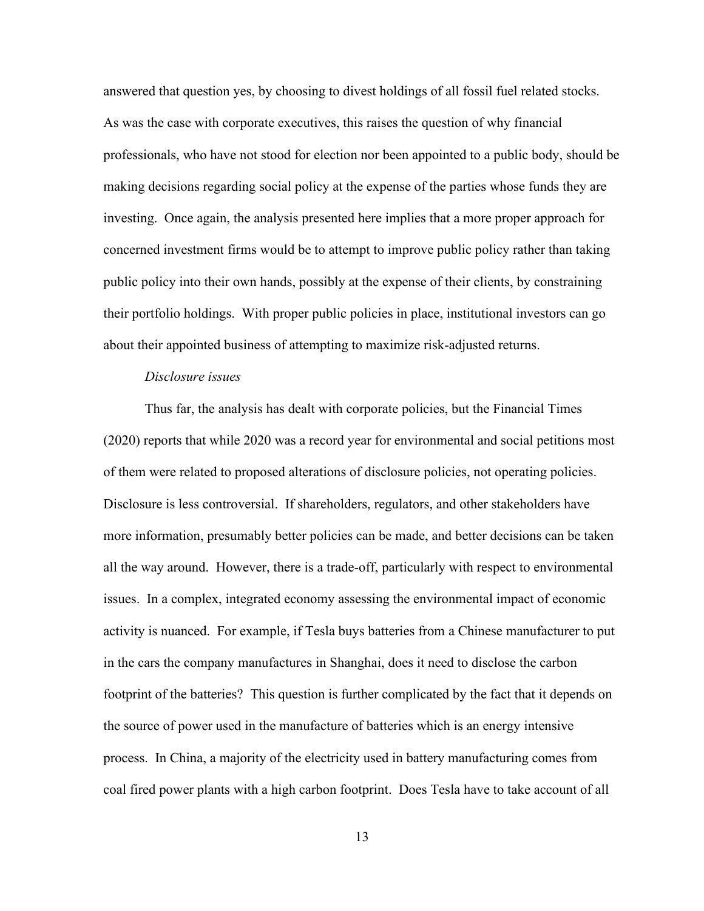answered that question yes, by choosing to divest holdings of all fossil fuel related stocks. As was the case with corporate executives, this raises the question of why financial professionals, who have not stood for election nor been appointed to a public body, should be making decisions regarding social policy at the expense of the parties whose funds they are investing. Once again, the analysis presented here implies that a more proper approach for concerned investment firms would be to attempt to improve public policy rather than taking public policy into their own hands, possibly at the expense of their clients, by constraining their portfolio holdings. With proper public policies in place, institutional investors can go about their appointed business of attempting to maximize risk-adjusted returns.

*Disclosure issues*

Thus far, the analysis has dealt with corporate policies, but the Financial Times (2020) reports that while 2020 was a record year for environmental and social petitions most of them were related to proposed alterations of disclosure policies, not operating policies. Disclosure is less controversial. If shareholders, regulators, and other stakeholders have more information, presumably better policies can be made, and better decisions can be taken all the way around. However, there is a trade-off, particularly with respect to environmental issues. In a complex, integrated economy assessing the environmental impact of economic activity is nuanced. For example, if Tesla buys batteries from a Chinese manufacturer to put in the cars the company manufactures in Shanghai, does it need to disclose the carbon footprint of the batteries? This question is further complicated by the fact that it depends on the source of power used in the manufacture of batteries which is an energy intensive process. In China, a majority of the electricity used in battery manufacturing comes from coal fired power plants with a high carbon footprint. Does Tesla have to take account of all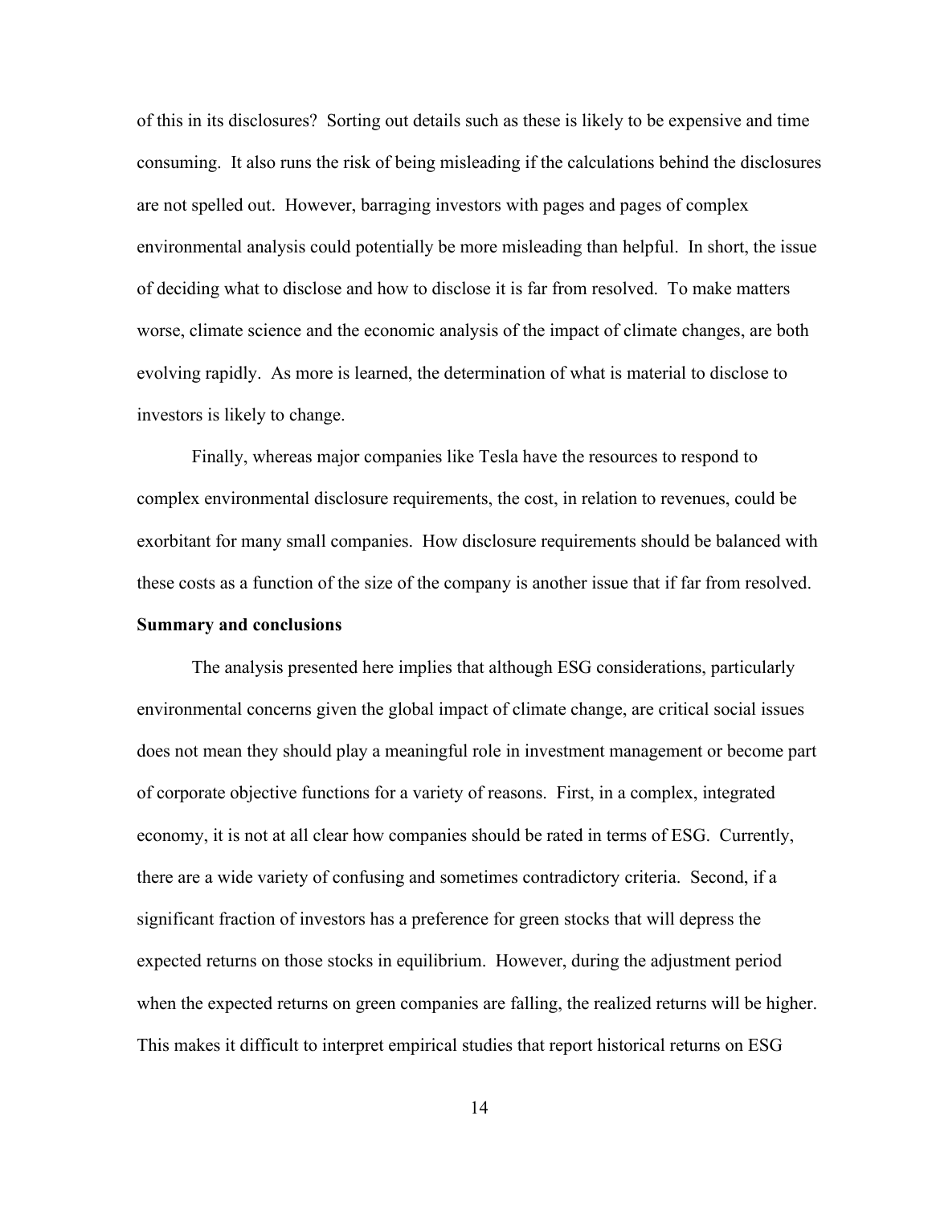of this in its disclosures? Sorting out details such as these is likely to be expensive and time consuming. It also runs the risk of being misleading if the calculations behind the disclosures are not spelled out. However, barraging investors with pages and pages of complex environmental analysis could potentially be more misleading than helpful. In short, the issue of deciding what to disclose and how to disclose it is far from resolved. To make matters worse, climate science and the economic analysis of the impact of climate changes, are both evolving rapidly. As more is learned, the determination of what is material to disclose to investors is likely to change.

Finally, whereas major companies like Tesla have the resources to respond to complex environmental disclosure requirements, the cost, in relation to revenues, could be exorbitant for many small companies. How disclosure requirements should be balanced with these costs as a function of the size of the company is another issue that if far from resolved.

**Summary and conclusions**

The analysis presented here implies that although ESG considerations, particularly environmental concerns given the global impact of climate change, are critical social issues does not mean they should play a meaningful role in investment management or become part of corporate objective functions for a variety of reasons. First, in a complex, integrated economy, it is not at all clear how companies should be rated in terms of ESG. Currently, there are a wide variety of confusing and sometimes contradictory criteria. Second, if a significant fraction of investors has a preference for green stocks that will depress the expected returns on those stocks in equilibrium. However, during the adjustment period when the expected returns on green companies are falling, the realized returns will be higher. This makes it difficult to interpret empirical studies that report historical returns on ESG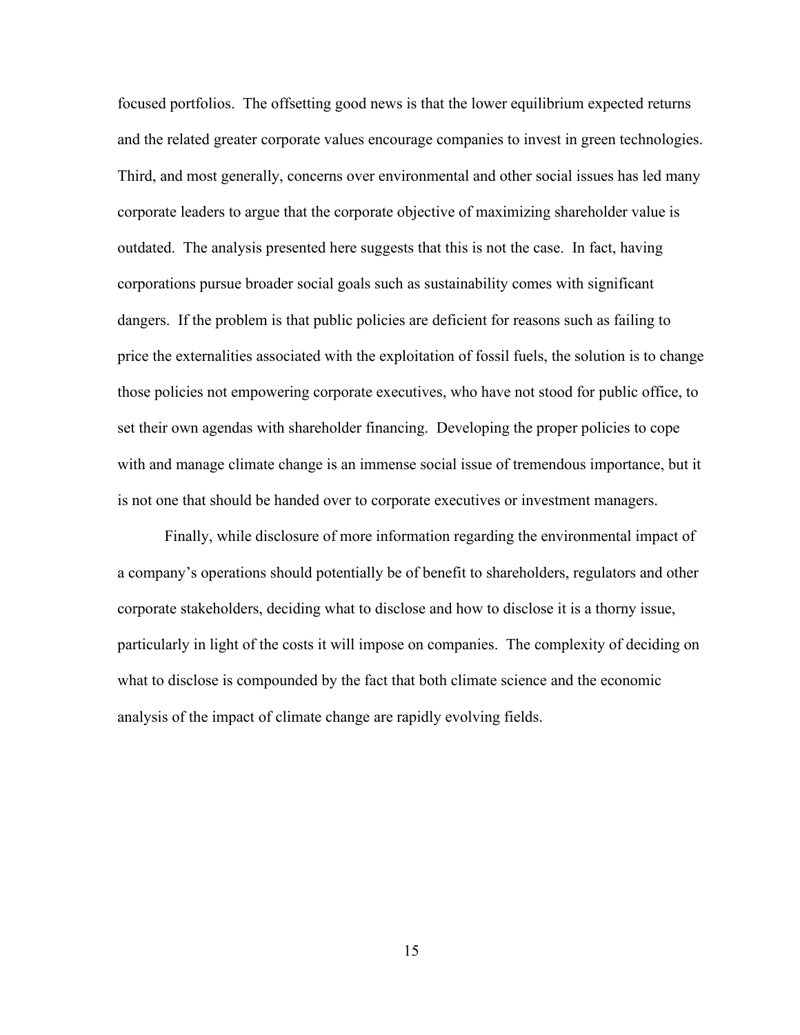focused portfolios. The offsetting good news is that the lower equilibrium expected returns and the related greater corporate values encourage companies to invest in green technologies. Third, and most generally, concerns over environmental and other social issues has led many corporate leaders to argue that the corporate objective of maximizing shareholder value is outdated. The analysis presented here suggests that this is not the case. In fact, having corporations pursue broader social goals such as sustainability comes with significant dangers. If the problem is that public policies are deficient for reasons such as failing to price the externalities associated with the exploitation of fossil fuels, the solution is to change those policies not empowering corporate executives, who have not stood for public office, to set their own agendas with shareholder financing. Developing the proper policies to cope with and manage climate change is an immense social issue of tremendous importance, but it is not one that should be handed over to corporate executives or investment managers.

Finally, while disclosure of more information regarding the environmental impact of a company's operations should potentially be of benefit to shareholders, regulators and other corporate stakeholders, deciding what to disclose and how to disclose it is a thorny issue, particularly in light of the costs it will impose on companies. The complexity of deciding on what to disclose is compounded by the fact that both climate science and the economic analysis of the impact of climate change are rapidly evolving fields.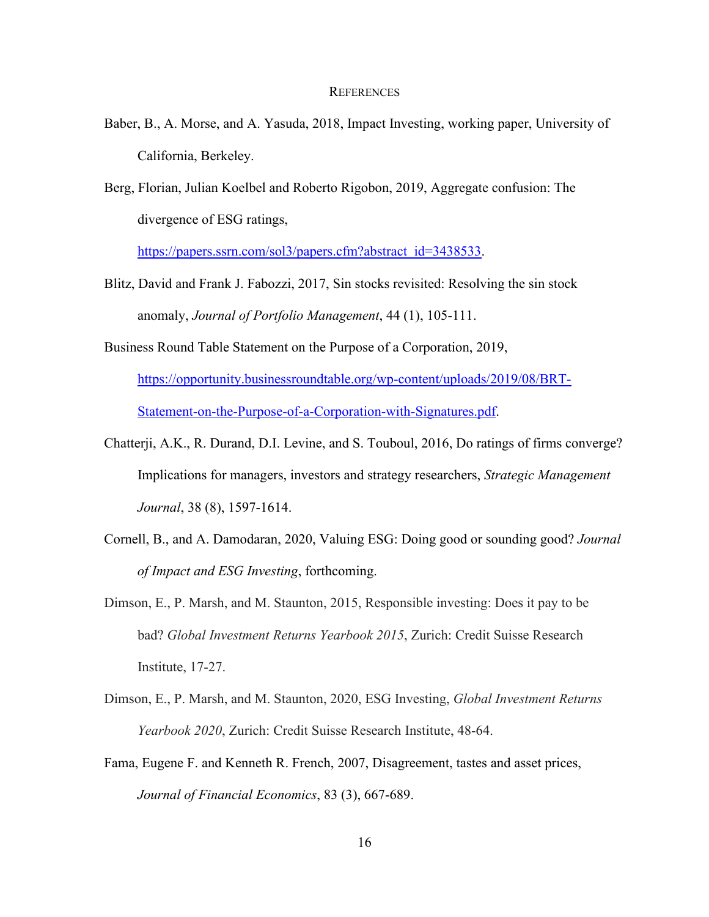## REFERENCES

Baber, B., A. Morse, and A. Yasuda, 2018, Impact Investing, working paper, University of California, Berkeley.

Berg, Florian, Julian Koelbel and Roberto Rigobon, 2019, Aggregate confusion: The divergence of ESG ratings, https://papers.ssrn.com/sol3/papers.cfm?abstract_id=3438533.

Blitz, David and Frank J. Fabozzi, 2017, Sin stocks revisited: Resolving the sin stock anomaly, *Journal of Portfolio Management*, 44 (1), 105-111.

Business Round Table Statement on the Purpose of a Corporation, 2019, https://opportunity.businessroundtable.org/wp-content/uploads/2019/08/BRT-Statement-on-the-Purpose-of-a-Corporation-with-Signatures.pdf.

Chatterji, A.K., R. Durand, D.I. Levine, and S. Touboul, 2016, Do ratings of firms converge? Implications for managers, investors and strategy researchers, *Strategic Management Journal*, 38 (8), 1597-1614.

Cornell, B., and A. Damodaran, 2020, Valuing ESG: Doing good or sounding good? *Journal of Impact and ESG Investing*, forthcoming.

Dimson, E., P. Marsh, and M. Staunton, 2015, Responsible investing: Does it pay to be bad? *Global Investment Returns Yearbook 2015*, Zurich: Credit Suisse Research Institute, 17-27.

Dimson, E., P. Marsh, and M. Staunton, 2020, ESG Investing, *Global Investment Returns Yearbook 2020*, Zurich: Credit Suisse Research Institute, 48-64.

Fama, Eugene F. and Kenneth R. French, 2007, Disagreement, tastes and asset prices, *Journal of Financial Economics*, 83 (3), 667-689.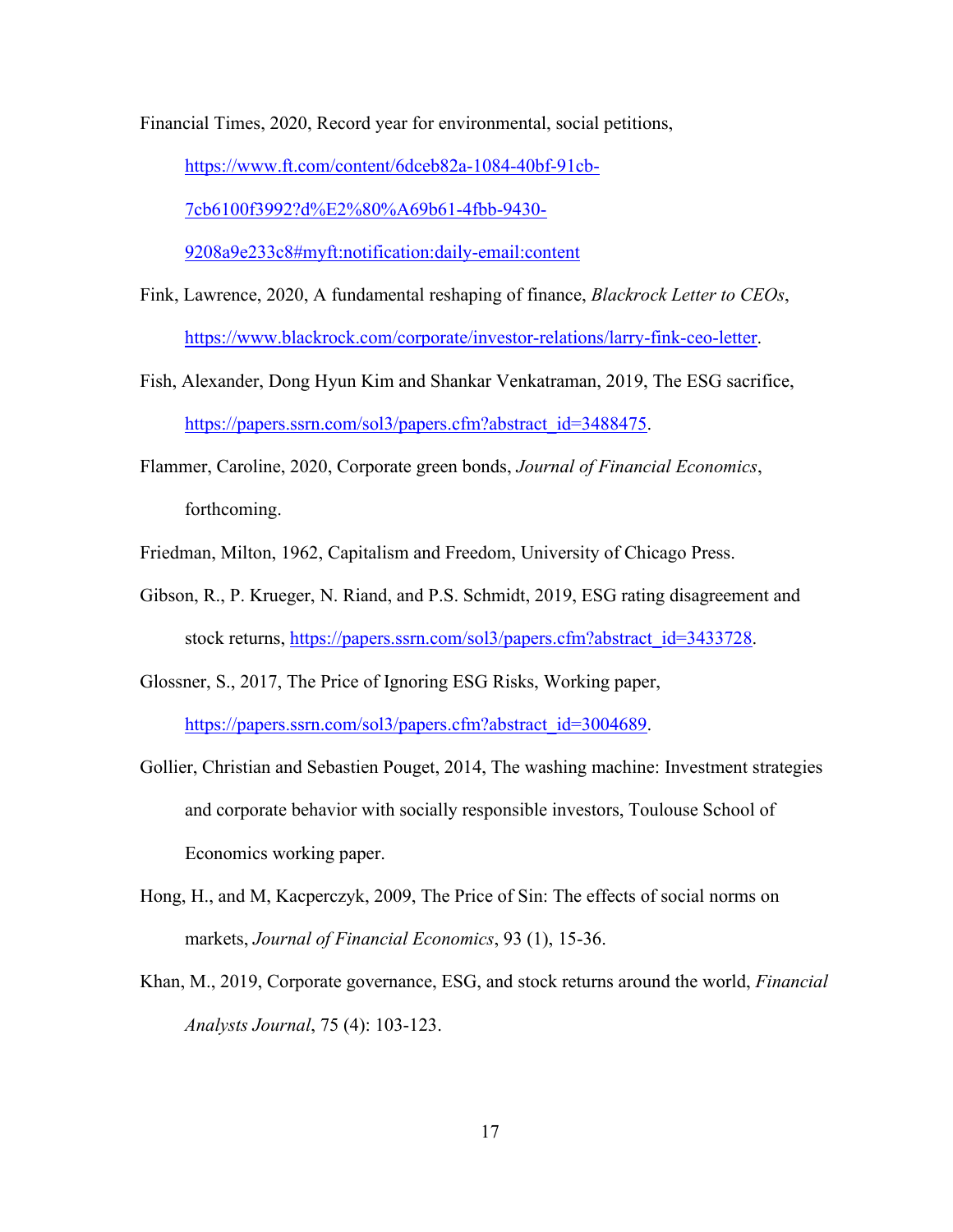Financial Times, 2020, Record year for environmental, social petitions, https://www.ft.com/content/6dceb82a-1084-40bf-91cb-7cb6100f3992?d%E2%80%A69b61-4fbb-9430-9208a9e233c8#myft:notification:daily-email:content

Fink, Lawrence, 2020, A fundamental reshaping of finance, *Blackrock Letter to CEOs*, https://www.blackrock.com/corporate/investor-relations/larry-fink-ceo-letter.

Fish, Alexander, Dong Hyun Kim and Shankar Venkatraman, 2019, The ESG sacrifice, https://papers.ssrn.com/sol3/papers.cfm?abstract_id=3488475.

Flammer, Caroline, 2020, Corporate green bonds, *Journal of Financial Economics*, forthcoming.

Friedman, Milton, 1962, Capitalism and Freedom, University of Chicago Press.

Gibson, R., P. Krueger, N. Riand, and P.S. Schmidt, 2019, ESG rating disagreement and stock returns, https://papers.ssrn.com/sol3/papers.cfm?abstract_id=3433728.

Glossner, S., 2017, The Price of Ignoring ESG Risks, Working paper, https://papers.ssrn.com/sol3/papers.cfm?abstract_id=3004689.

Gollier, Christian and Sebastien Pouget, 2014, The washing machine: Investment strategies and corporate behavior with socially responsible investors, Toulouse School of Economics working paper.

Hong, H., and M, Kacperczyk, 2009, The Price of Sin: The effects of social norms on markets, *Journal of Financial Economics*, 93 (1), 15-36.

Khan, M., 2019, Corporate governance, ESG, and stock returns around the world, *Financial Analysts Journal*, 75 (4): 103-123.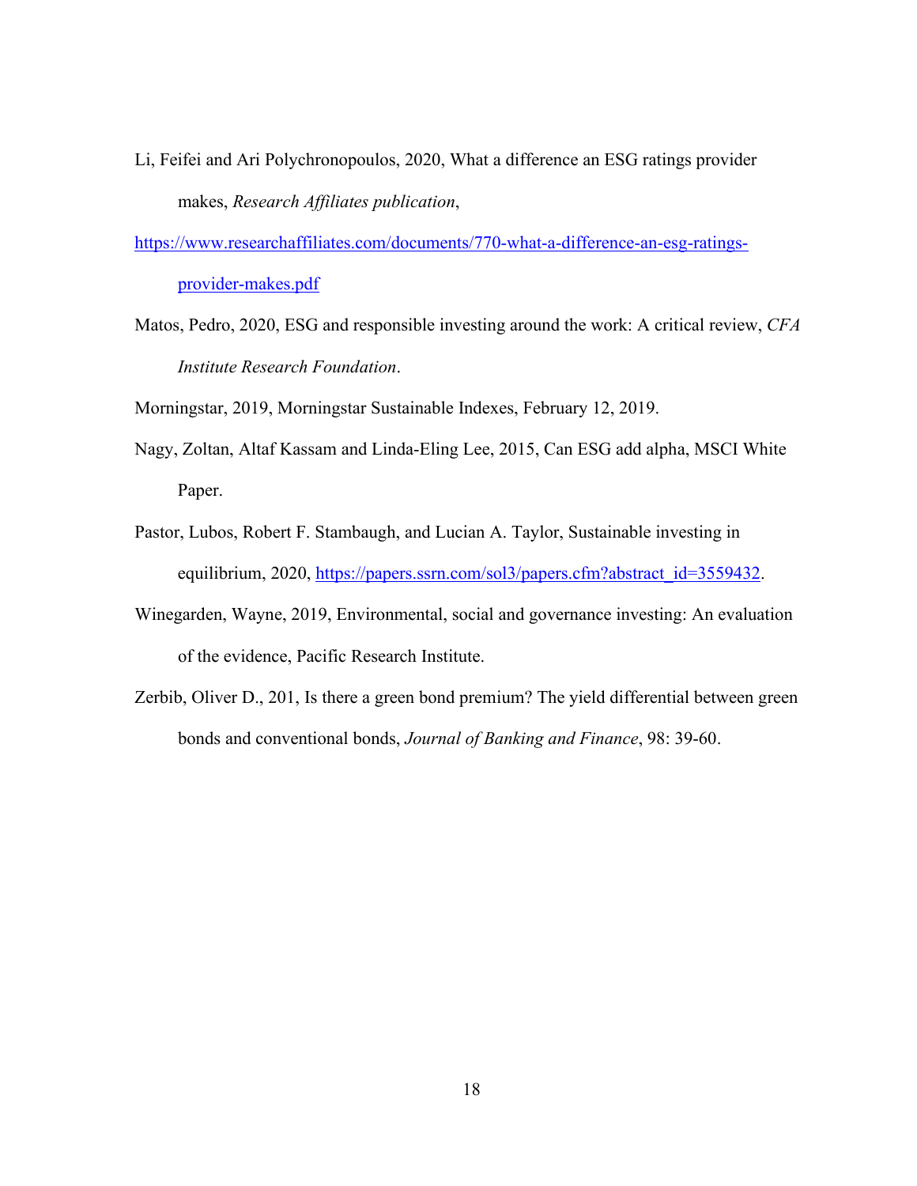Li, Feifei and Ari Polychronopoulos, 2020, What a difference an ESG ratings provider makes, *Research Affiliates publication*, https://www.researchaffiliates.com/documents/770-what-a-difference-an-esg-ratings-provider-makes.pdf

Matos, Pedro, 2020, ESG and responsible investing around the work: A critical review, *CFA Institute Research Foundation*.

Morningstar, 2019, Morningstar Sustainable Indexes, February 12, 2019.

Nagy, Zoltan, Altaf Kassam and Linda-Eling Lee, 2015, Can ESG add alpha, MSCI White Paper.

Pastor, Lubos, Robert F. Stambaugh, and Lucian A. Taylor, Sustainable investing in equilibrium, 2020, https://papers.ssrn.com/sol3/papers.cfm?abstract_id=3559432.

Winegarden, Wayne, 2019, Environmental, social and governance investing: An evaluation of the evidence, Pacific Research Institute.

Zerbib, Oliver D., 201, Is there a green bond premium? The yield differential between green bonds and conventional bonds, *Journal of Banking and Finance*, 98: 39-60.